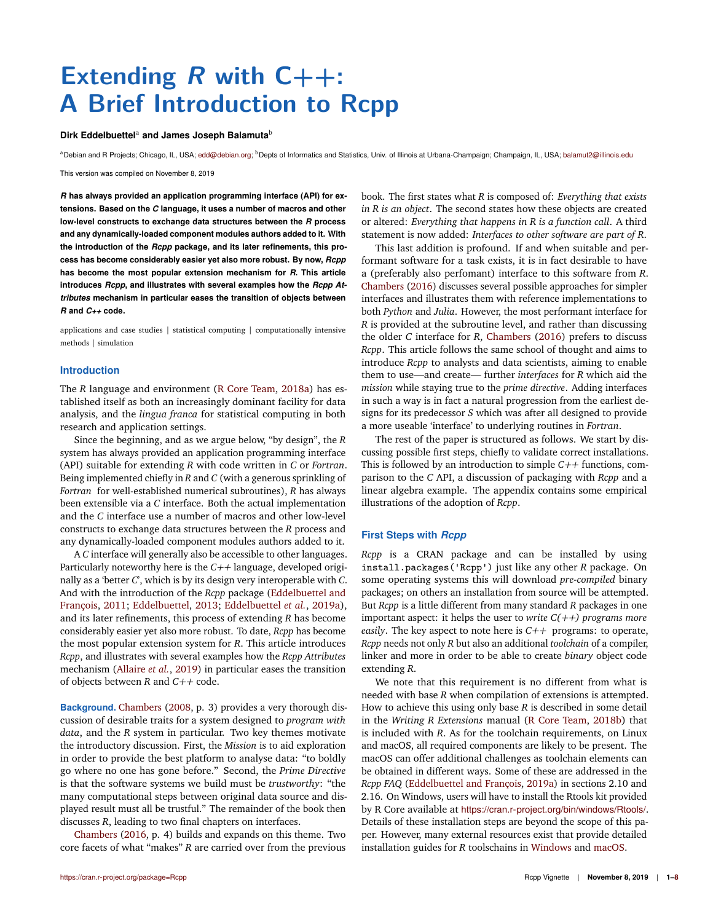# Extending *R* with C++: A Brief Introduction to Rcpp

**Dirk Eddelbuettel**[a] **and James Joseph Balamuta**[b]

[a]Debian and R Projects; Chicago, IL, USA; edd@debian.org; [b]Depts of Informatics and Statistics, Univ. of Illinois at Urbana-Champaign; Champaign, IL, USA; balamut2@illinois.edu

This version was compiled on November 8, 2019

***R* has always provided an application programming interface (API) for extensions. Based on the *C* language, it uses a number of macros and other low-level constructs to exchange data structures between the *R* process and any dynamically-loaded component modules authors added to it. With the introduction of the *Rcpp* package, and its later refinements, this process has become considerably easier yet also more robust. By now, *Rcpp* has become the most popular extension mechanism for *R*. This article introduces *Rcpp*, and illustrates with several examples how the *Rcpp Attributes* mechanism in particular eases the transition of objects between *R* and *C++* code.**

applications and case studies | statistical computing | computationally intensive methods | simulation

## Introduction

The *R* language and environment (R Core Team, 2018a) has established itself as both an increasingly dominant facility for data analysis, and the *lingua franca* for statistical computing in both research and application settings.

Since the beginning, and as we argue below, "by design", the *R* system has always provided an application programming interface (API) suitable for extending *R* with code written in *C* or *Fortran*. Being implemented chiefly in *R* and *C* (with a generous sprinkling of *Fortran* for well-established numerical subroutines), *R* has always been extensible via a *C* interface. Both the actual implementation and the *C* interface use a number of macros and other low-level constructs to exchange data structures between the *R* process and any dynamically-loaded component modules authors added to it.

A *C* interface will generally also be accessible to other languages. Particularly noteworthy here is the *C++* language, developed originally as a 'better *C*', which is by its design very interoperable with *C*. And with the introduction of the *Rcpp* package (Eddelbuettel and François, 2011; Eddelbuettel, 2013; Eddelbuettel *et al.*, 2019a), and its later refinements, this process of extending *R* has become considerably easier yet also more robust. To date, *Rcpp* has become the most popular extension system for *R*. This article introduces *Rcpp*, and illustrates with several examples how the *Rcpp Attributes* mechanism (Allaire *et al.*, 2019) in particular eases the transition of objects between *R* and *C++* code.

**Background.** Chambers (2008, p. 3) provides a very thorough discussion of desirable traits for a system designed to *program with data*, and the *R* system in particular. Two key themes motivate the introductory discussion. First, the *Mission* is to aid exploration in order to provide the best platform to analyse data: "to boldly go where no one has gone before." Second, the *Prime Directive* is that the software systems we build must be *trustworthy*: "the many computational steps between original data source and displayed result must all be trustful." The remainder of the book then discusses *R*, leading to two final chapters on interfaces.

Chambers (2016, p. 4) builds and expands on this theme. Two core facets of what "makes" *R* are carried over from the previous book. The first states what *R* is composed of: *Everything that exists in R is an object*. The second states how these objects are created or altered: *Everything that happens in R is a function call*. A third statement is now added: *Interfaces to other software are part of R*.

This last addition is profound. If and when suitable and performant software for a task exists, it is in fact desirable to have a (preferably also perfomant) interface to this software from *R*. Chambers (2016) discusses several possible approaches for simpler interfaces and illustrates them with reference implementations to both *Python* and *Julia*. However, the most performant interface for *R* is provided at the subroutine level, and rather than discussing the older *C* interface for *R*, Chambers (2016) prefers to discuss *Rcpp*. This article follows the same school of thought and aims to introduce *Rcpp* to analysts and data scientists, aiming to enable them to use—and create— further *interfaces* for *R* which aid the *mission* while staying true to the *prime directive*. Adding interfaces in such a way is in fact a natural progression from the earliest designs for its predecessor *S* which was after all designed to provide a more useable 'interface' to underlying routines in *Fortran*.

The rest of the paper is structured as follows. We start by discussing possible first steps, chiefly to validate correct installations. This is followed by an introduction to simple *C++* functions, comparison to the *C* API, a discussion of packaging with *Rcpp* and a linear algebra example. The appendix contains some empirical illustrations of the adoption of *Rcpp*.

## First Steps with *Rcpp*

*Rcpp* is a CRAN package and can be installed by using `install.packages('Rcpp')` just like any other *R* package. On some operating systems this will download *pre-compiled* binary packages; on others an installation from source will be attempted. But *Rcpp* is a little different from many standard *R* packages in one important aspect: it helps the user to *write C(++) programs more easily*. The key aspect to note here is *C++* programs: to operate, *Rcpp* needs not only *R* but also an additional *toolchain* of a compiler, linker and more in order to be able to create *binary* object code extending *R*.

We note that this requirement is no different from what is needed with base *R* when compilation of extensions is attempted. How to achieve this using only base *R* is described in some detail in the *Writing R Extensions* manual (R Core Team, 2018b) that is included with *R*. As for the toolchain requirements, on Linux and macOS, all required components are likely to be present. The macOS can offer additional challenges as toolchain elements can be obtained in different ways. Some of these are addressed in the *Rcpp FAQ* (Eddelbuettel and François, 2019a) in sections 2.10 and 2.16. On Windows, users will have to install the Rtools kit provided by R Core available at https://cran.r-project.org/bin/windows/Rtools/. Details of these installation steps are beyond the scope of this paper. However, many external resources exist that provide detailed installation guides for *R* toolchains in Windows and macOS.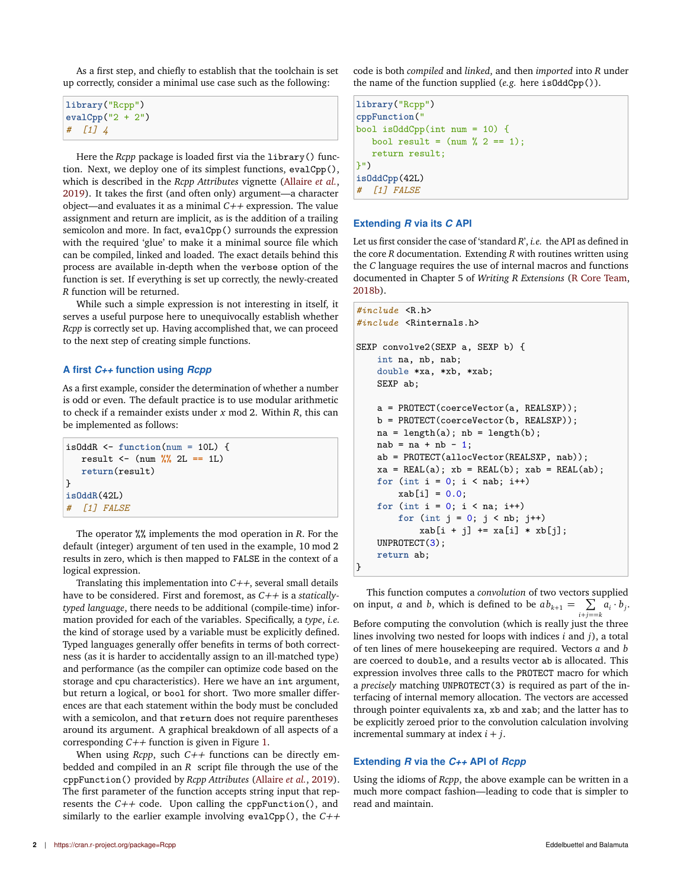As a first step, and chiefly to establish that the toolchain is set up correctly, consider a minimal use case such as the following:

```
library("Rcpp")
evalCpp("2 + 2")
#  [1] 4
```

Here the *Rcpp* package is loaded first via the `library()` function. Next, we deploy one of its simplest functions, `evalCpp()`, which is described in the *Rcpp Attributes* vignette (Allaire *et al.*, 2019). It takes the first (and often only) argument—a character object—and evaluates it as a minimal *C++* expression. The value assignment and return are implicit, as is the addition of a trailing semicolon and more. In fact, `evalCpp()` surrounds the expression with the required 'glue' to make it a minimal source file which can be compiled, linked and loaded. The exact details behind this process are available in-depth when the `verbose` option of the function is set. If everything is set up correctly, the newly-created *R* function will be returned.

While such a simple expression is not interesting in itself, it serves a useful purpose here to unequivocally establish whether *Rcpp* is correctly set up. Having accomplished that, we can proceed to the next step of creating simple functions.

### A first *C++* function using *Rcpp*

As a first example, consider the determination of whether a number is odd or even. The default practice is to use modular arithmetic to check if a remainder exists under $x$ mod 2. Within *R*, this can be implemented as follows:

```
isOddR <- function(num = 10L) {
   result <- (num %% 2L == 1L)
   return(result)
}
isOddR(42L)
#  [1] FALSE
```

The operator `%%` implements the mod operation in *R*. For the default (integer) argument of ten used in the example, 10 mod 2 results in zero, which is then mapped to `FALSE` in the context of a logical expression.

Translating this implementation into *C++*, several small details have to be considered. First and foremost, as *C++* is a *statically-typed language*, there needs to be additional (compile-time) information provided for each of the variables. Specifically, a *type*, *i.e.* the kind of storage used by a variable must be explicitly defined. Typed languages generally offer benefits in terms of both correctness (as it is harder to accidentally assign to an ill-matched type) and performance (as the compiler can optimize code based on the storage and cpu characteristics). Here we have an `int` argument, but return a logical, or `bool` for short. Two more smaller differences are that each statement within the body must be concluded with a semicolon, and that `return` does not require parentheses around its argument. A graphical breakdown of all aspects of a corresponding *C++* function is given in Figure 1.

When using *Rcpp*, such *C++* functions can be directly embedded and compiled in an *R* script file through the use of the `cppFunction()` provided by *Rcpp Attributes* (Allaire *et al.*, 2019). The first parameter of the function accepts string input that represents the *C++* code. Upon calling the `cppFunction()`, and similarly to the earlier example involving `evalCpp()`, the *C++* code is both *compiled* and *linked*, and then *imported* into *R* under the name of the function supplied (*e.g.* here `isOddCpp()`).

```
library("Rcpp")
cppFunction("
bool isOddCpp(int num = 10) {
   bool result = (num % 2 == 1);
   return result;
}")
isOddCpp(42L)
#  [1] FALSE
```

### Extending *R* via its *C* API

Let us first consider the case of 'standard *R*', *i.e.* the API as defined in the core *R* documentation. Extending *R* with routines written using the *C* language requires the use of internal macros and functions documented in Chapter 5 of *Writing R Extensions* (R Core Team, 2018b).

```
#include <R.h>
#include <Rinternals.h>

SEXP convolve2(SEXP a, SEXP b) {
    int na, nb, nab;
    double *xa, *xb, *xab;
    SEXP ab;

    a = PROTECT(coerceVector(a, REALSXP));
    b = PROTECT(coerceVector(b, REALSXP));
    na = length(a); nb = length(b);
    nab = na + nb - 1;
    ab = PROTECT(allocVector(REALSXP, nab));
    xa = REAL(a); xb = REAL(b); xab = REAL(ab);
    for (int i = 0; i < nab; i++)
        xab[i] = 0.0;
    for (int i = 0; i < na; i++)
        for (int j = 0; j < nb; j++)
            xab[i + j] += xa[i] * xb[j];
    UNPROTECT(3);
    return ab;
}
```

This function computes a *convolution* of two vectors supplied on input, $a$ and $b$, which is defined to be $ab_{k+1} = \sum_{i+j==k} a_i \cdot b_j$. Before computing the convolution (which is really just the three lines involving two nested for loops with indices $i$ and $j$), a total of ten lines of mere housekeeping are required. Vectors $a$ and $b$ are coerced to `double`, and a results vector `ab` is allocated. This expression involves three calls to the `PROTECT` macro for which a *precisely* matching `UNPROTECT(3)` is required as part of the interfacing of internal memory allocation. The vectors are accessed through pointer equivalents `xa`, `xb` and `xab`; and the latter has to be explicitly zeroed prior to the convolution calculation involving incremental summary at index $i + j$.

### Extending *R* via the *C++* API of *Rcpp*

Using the idioms of *Rcpp*, the above example can be written in a much more compact fashion—leading to code that is simpler to read and maintain.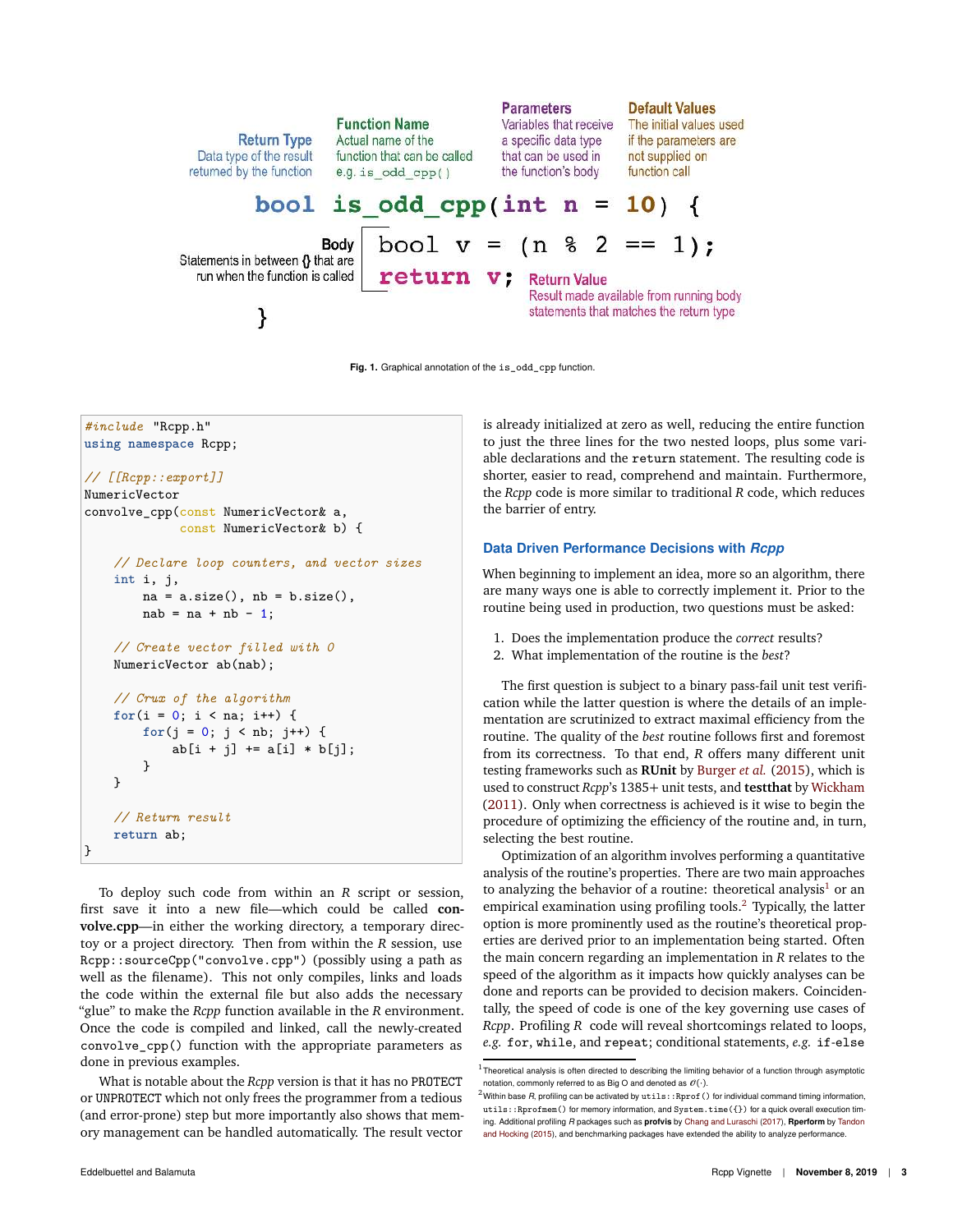Return Type
Data type of the result returned by the function

Function Name
Actual name of the function that can be called e.g. `is_odd_cpp()`

Parameters
Variables that receive a specific data type that can be used in the function's body

Default Values
The initial values used if the parameters are not supplied on function call

```
bool is_odd_cpp(int n = 10) {
    bool v = (n % 2 == 1);
    return v;
}
```

Body
Statements in between {} that are run when the function is called

Return Value
Result made available from running body statements that matches the return type

**Fig. 1.** Graphical annotation of the `is_odd_cpp` function.

```
#include "Rcpp.h"
using namespace Rcpp;

// [[Rcpp::export]]
NumericVector
convolve_cpp(const NumericVector& a,
             const NumericVector& b) {

    // Declare loop counters, and vector sizes
    int i, j,
        na = a.size(), nb = b.size(),
        nab = na + nb - 1;

    // Create vector filled with 0
    NumericVector ab(nab);

    // Crux of the algorithm
    for(i = 0; i < na; i++) {
        for(j = 0; j < nb; j++) {
            ab[i + j] += a[i] * b[j];
        }
    }

    // Return result
    return ab;
}
```

To deploy such code from within an *R* script or session, first save it into a new file—which could be called **convolve.cpp**—in either the working directory, a temporary directoy or a project directory. Then from within the *R* session, use `Rcpp::sourceCpp("convolve.cpp")` (possibly using a path as well as the filename). This not only compiles, links and loads the code within the external file but also adds the necessary "glue" to make the *Rcpp* function available in the *R* environment. Once the code is compiled and linked, call the newly-created `convolve_cpp()` function with the appropriate parameters as done in previous examples.

What is notable about the *Rcpp* version is that it has no `PROTECT` or `UNPROTECT` which not only frees the programmer from a tedious (and error-prone) step but more importantly also shows that memory management can be handled automatically. The result vector is already initialized at zero as well, reducing the entire function to just the three lines for the two nested loops, plus some variable declarations and the `return` statement. The resulting code is shorter, easier to read, comprehend and maintain. Furthermore, the *Rcpp* code is more similar to traditional *R* code, which reduces the barrier of entry.

## Data Driven Performance Decisions with *Rcpp*

When beginning to implement an idea, more so an algorithm, there are many ways one is able to correctly implement it. Prior to the routine being used in production, two questions must be asked:

1. Does the implementation produce the *correct* results?
2. What implementation of the routine is the *best*?

The first question is subject to a binary pass-fail unit test verification while the latter question is where the details of an implementation are scrutinized to extract maximal efficiency from the routine. The quality of the *best* routine follows first and foremost from its correctness. To that end, *R* offers many different unit testing frameworks such as **RUnit** by Burger *et al.* (2015), which is used to construct *Rcpp*'s 1385+ unit tests, and **testthat** by Wickham (2011). Only when correctness is achieved is it wise to begin the procedure of optimizing the efficiency of the routine and, in turn, selecting the best routine.

Optimization of an algorithm involves performing a quantitative analysis of the routine's properties. There are two main approaches to analyzing the behavior of a routine: theoretical analysis[1] or an empirical examination using profiling tools.[2] Typically, the latter option is more prominently used as the routine's theoretical properties are derived prior to an implementation being started. Often the main concern regarding an implementation in *R* relates to the speed of the algorithm as it impacts how quickly analyses can be done and reports can be provided to decision makers. Coincidentally, the speed of code is one of the key governing use cases of *Rcpp*. Profiling *R* code will reveal shortcomings related to loops, *e.g.* `for`, `while`, and `repeat`; conditional statements, *e.g.* `if-else`

[1] Theoretical analysis is often directed to describing the limiting behavior of a function through asymptotic notation, commonly referred to as Big O and denoted as $\mathcal{O}(\cdot)$.

[2] Within base *R*, profiling can be activated by `utils::Rprof()` for individual command timing information, `utils::Rprofmem()` for memory information, and `System.time({})` for a quick overall execution timing. Additional profiling *R* packages such as **profvis** by Chang and Luraschi (2017), **Rperform** by Tandon and Hocking (2015), and benchmarking packages have extended the ability to analyze performance.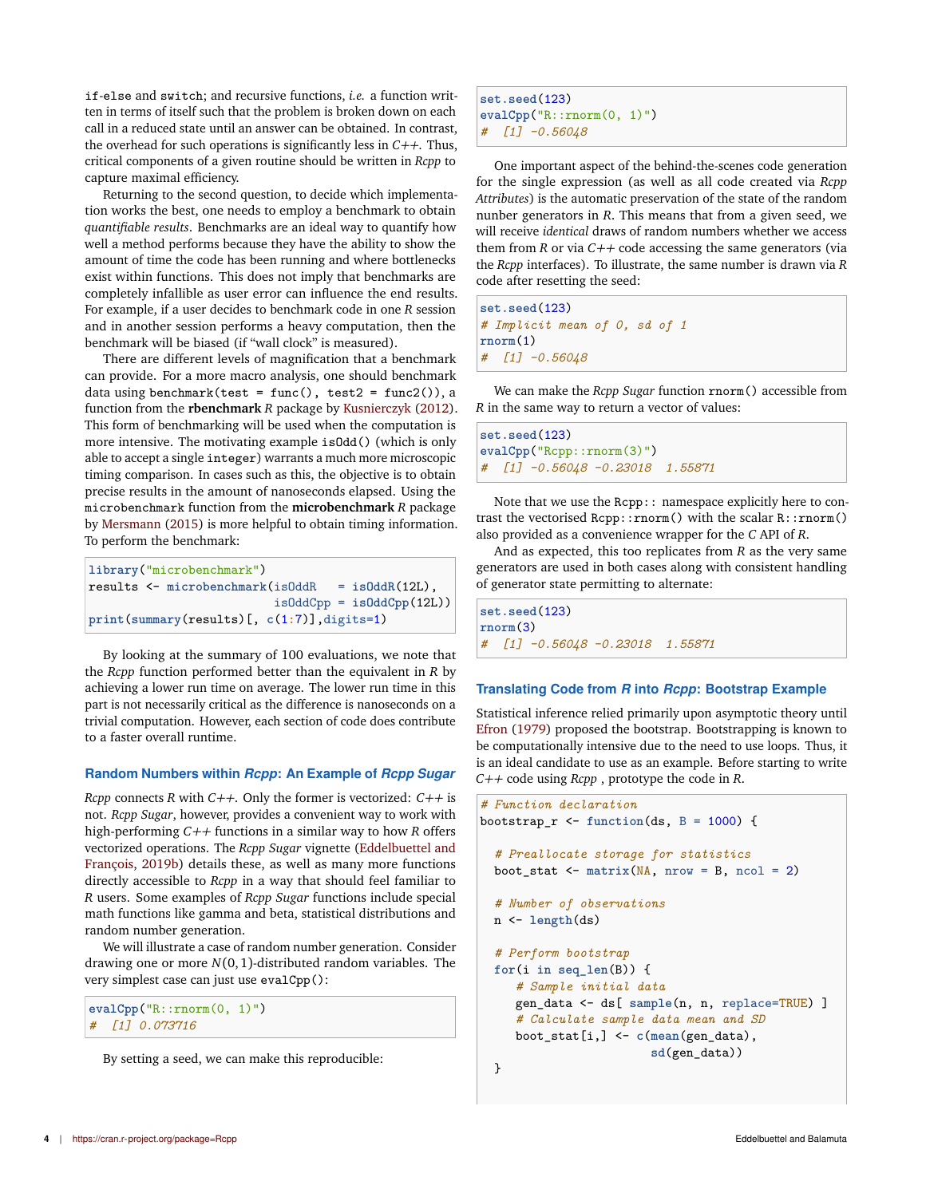if-else and switch; and recursive functions, *i.e.* a function written in terms of itself such that the problem is broken down on each call in a reduced state until an answer can be obtained. In contrast, the overhead for such operations is significantly less in *C++*. Thus, critical components of a given routine should be written in *Rcpp* to capture maximal efficiency.

Returning to the second question, to decide which implementation works the best, one needs to employ a benchmark to obtain *quantifiable results*. Benchmarks are an ideal way to quantify how well a method performs because they have the ability to show the amount of time the code has been running and where bottlenecks exist within functions. This does not imply that benchmarks are completely infallible as user error can influence the end results. For example, if a user decides to benchmark code in one *R* session and in another session performs a heavy computation, then the benchmark will be biased (if "wall clock" is measured).

There are different levels of magnification that a benchmark can provide. For a more macro analysis, one should benchmark data using `benchmark(test = func(), test2 = func2())`, a function from the **rbenchmark** *R* package by Kusnierczyk (2012). This form of benchmarking will be used when the computation is more intensive. The motivating example `isOdd()` (which is only able to accept a single `integer`) warrants a much more microscopic timing comparison. In cases such as this, the objective is to obtain precise results in the amount of nanoseconds elapsed. Using the `microbenchmark` function from the **microbenchmark** *R* package by Mersmann (2015) is more helpful to obtain timing information. To perform the benchmark:

```
library("microbenchmark")
results <- microbenchmark(isOddR   = isOddR(12L),
                          isOddCpp = isOddCpp(12L))
print(summary(results)[, c(1:7)],digits=1)
```

By looking at the summary of 100 evaluations, we note that the *Rcpp* function performed better than the equivalent in *R* by achieving a lower run time on average. The lower run time in this part is not necessarily critical as the difference is nanoseconds on a trivial computation. However, each section of code does contribute to a faster overall runtime.

### Random Numbers within *Rcpp*: An Example of *Rcpp Sugar*

*Rcpp* connects *R* with *C++*. Only the former is vectorized: *C++* is not. *Rcpp Sugar*, however, provides a convenient way to work with high-performing *C++* functions in a similar way to how *R* offers vectorized operations. The *Rcpp Sugar* vignette (Eddelbuettel and François, 2019b) details these, as well as many more functions directly accessible to *Rcpp* in a way that should feel familiar to *R* users. Some examples of *Rcpp Sugar* functions include special math functions like gamma and beta, statistical distributions and random number generation.

We will illustrate a case of random number generation. Consider drawing one or more $N(0, 1)$-distributed random variables. The very simplest case can just use `evalCpp()`:

```
evalCpp("R::rnorm(0, 1)")
#  [1] 0.073716
```

By setting a seed, we can make this reproducible:

```
set.seed(123)
evalCpp("R::rnorm(0, 1)")
#  [1] -0.56048
```

One important aspect of the behind-the-scenes code generation for the single expression (as well as all code created via *Rcpp Attributes*) is the automatic preservation of the state of the random nunber generators in *R*. This means that from a given seed, we will receive *identical* draws of random numbers whether we access them from *R* or via *C++* code accessing the same generators (via the *Rcpp* interfaces). To illustrate, the same number is drawn via *R* code after resetting the seed:

```
set.seed(123)
# Implicit mean of 0, sd of 1
rnorm(1)
#  [1] -0.56048
```

We can make the *Rcpp Sugar* function `rnorm()` accessible from *R* in the same way to return a vector of values:

```
set.seed(123)
evalCpp("Rcpp::rnorm(3)")
#  [1] -0.56048 -0.23018  1.55871
```

Note that we use the `Rcpp::` namespace explicitly here to contrast the vectorised `Rcpp::rnorm()` with the scalar `R::rnorm()` also provided as a convenience wrapper for the *C* API of *R*.

And as expected, this too replicates from *R* as the very same generators are used in both cases along with consistent handling of generator state permitting to alternate:

```
set.seed(123)
rnorm(3)
#  [1] -0.56048 -0.23018  1.55871
```

### Translating Code from *R* into *Rcpp*: Bootstrap Example

Statistical inference relied primarily upon asymptotic theory until Efron (1979) proposed the bootstrap. Bootstrapping is known to be computationally intensive due to the need to use loops. Thus, it is an ideal candidate to use as an example. Before starting to write *C++* code using *Rcpp* , prototype the code in *R*.

```
# Function declaration
bootstrap_r <- function(ds, B = 1000) {

  # Preallocate storage for statistics
  boot_stat <- matrix(NA, nrow = B, ncol = 2)

  # Number of observations
  n <- length(ds)

  # Perform bootstrap
  for(i in seq_len(B)) {
     # Sample initial data
     gen_data <- ds[ sample(n, n, replace=TRUE) ]
     # Calculate sample data mean and SD
     boot_stat[i,] <- c(mean(gen_data),
                        sd(gen_data))
  }
```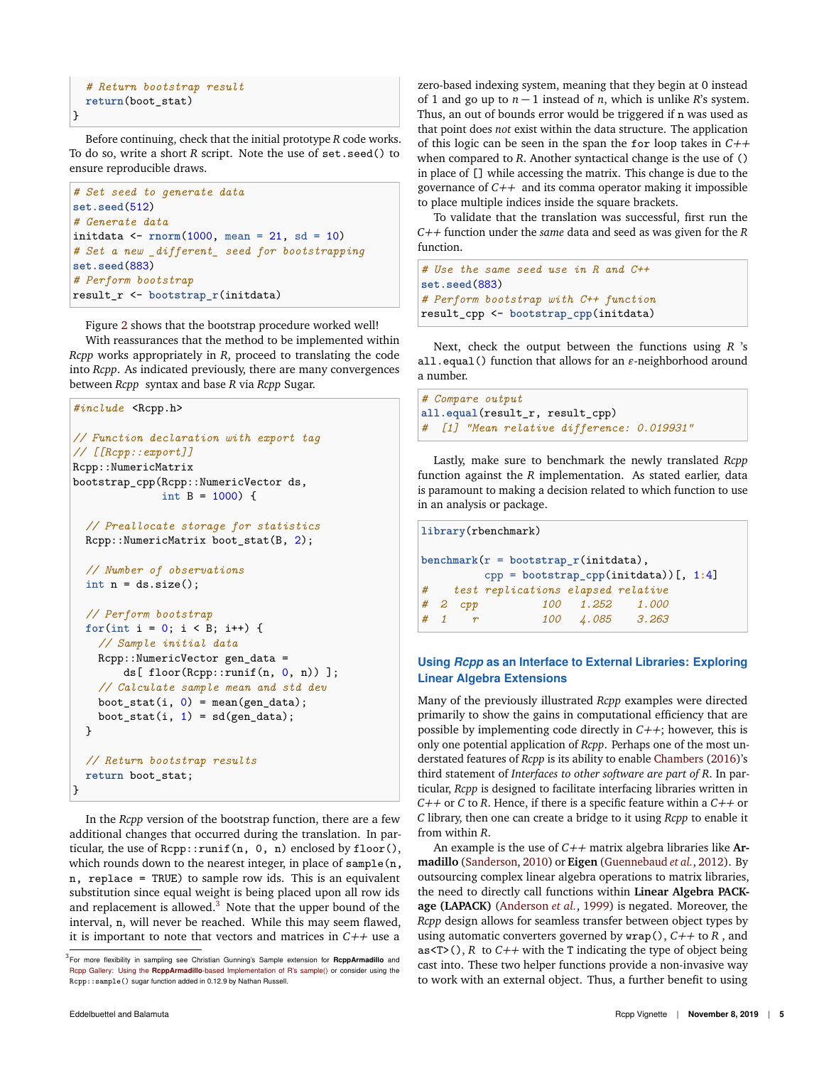```
  # Return bootstrap result
  return(boot_stat)
}
```

Before continuing, check that the initial prototype *R* code works. To do so, write a short *R* script. Note the use of `set.seed()` to ensure reproducible draws.

```
# Set seed to generate data
set.seed(512)
# Generate data
initdata <- rnorm(1000, mean = 21, sd = 10)
# Set a new _different_ seed for bootstrapping
set.seed(883)
# Perform bootstrap
result_r <- bootstrap_r(initdata)
```

Figure 2 shows that the bootstrap procedure worked well!

With reassurances that the method to be implemented within *Rcpp* works appropriately in *R*, proceed to translating the code into *Rcpp*. As indicated previously, there are many convergences between *Rcpp* syntax and base *R* via *Rcpp* Sugar.

```
#include <Rcpp.h>

// Function declaration with export tag
// [[Rcpp::export]]
Rcpp::NumericMatrix
bootstrap_cpp(Rcpp::NumericVector ds,
              int B = 1000) {

  // Preallocate storage for statistics
  Rcpp::NumericMatrix boot_stat(B, 2);

  // Number of observations
  int n = ds.size();

  // Perform bootstrap
  for(int i = 0; i < B; i++) {
    // Sample initial data
    Rcpp::NumericVector gen_data =
        ds[ floor(Rcpp::runif(n, 0, n)) ];
    // Calculate sample mean and std dev
    boot_stat(i, 0) = mean(gen_data);
    boot_stat(i, 1) = sd(gen_data);
  }

  // Return bootstrap results
  return boot_stat;
}
```

In the *Rcpp* version of the bootstrap function, there are a few additional changes that occurred during the translation. In particular, the use of `Rcpp::runif(n, 0, n)` enclosed by `floor()`, which rounds down to the nearest integer, in place of `sample(n, n, replace = TRUE)` to sample row ids. This is an equivalent substitution since equal weight is being placed upon all row ids and replacement is allowed.[3] Note that the upper bound of the interval, `n`, will never be reached. While this may seem flawed, it is important to note that vectors and matrices in *C++* use a zero-based indexing system, meaning that they begin at 0 instead of 1 and go up to $n-1$ instead of $n$, which is unlike *R*'s system. Thus, an out of bounds error would be triggered if `n` was used as that point does *not* exist within the data structure. The application of this logic can be seen in the span the `for` loop takes in *C++* when compared to *R*. Another syntactical change is the use of `()` in place of `[]` while accessing the matrix. This change is due to the governance of *C++* and its comma operator making it impossible to place multiple indices inside the square brackets.

To validate that the translation was successful, first run the *C++* function under the *same* data and seed as was given for the *R* function.

```
# Use the same seed use in R and C++
set.seed(883)
# Perform bootstrap with C++ function
result_cpp <- bootstrap_cpp(initdata)
```

Next, check the output between the functions using *R* 's `all.equal()` function that allows for an $\varepsilon$-neighborhood around a number.

```
# Compare output
all.equal(result_r, result_cpp)
#  [1] "Mean relative difference: 0.019931"
```

Lastly, make sure to benchmark the newly translated *Rcpp* function against the *R* implementation. As stated earlier, data is paramount to making a decision related to which function to use in an analysis or package.

```
library(rbenchmark)

benchmark(r = bootstrap_r(initdata),
          cpp = bootstrap_cpp(initdata))[, 1:4]
#    test replications elapsed relative
#  2  cpp          100   1.252    1.000
#  1    r          100   4.085    3.263
```

### Using *Rcpp* as an Interface to External Libraries: Exploring Linear Algebra Extensions

Many of the previously illustrated *Rcpp* examples were directed primarily to show the gains in computational efficiency that are possible by implementing code directly in *C++*; however, this is only one potential application of *Rcpp*. Perhaps one of the most understated features of *Rcpp* is its ability to enable Chambers (2016)'s third statement of *Interfaces to other software are part of R*. In particular, *Rcpp* is designed to facilitate interfacing libraries written in *C++* or *C* to *R*. Hence, if there is a specific feature within a *C++* or *C* library, then one can create a bridge to it using *Rcpp* to enable it from within *R*.

An example is the use of *C++* matrix algebra libraries like **Armadillo** (Sanderson, 2010) or **Eigen** (Guennebaud *et al.*, 2012). By outsourcing complex linear algebra operations to matrix libraries, the need to directly call functions within **Linear Algebra PACKage (LAPACK)** (Anderson *et al.*, 1999) is negated. Moreover, the *Rcpp* design allows for seamless transfer between object types by using automatic converters governed by `wrap()`, *C++* to *R* , and `as<T>()`, *R* to *C++* with the `T` indicating the type of object being cast into. These two helper functions provide a non-invasive way to work with an external object. Thus, a further benefit to using

[3] For more flexibility in sampling see Christian Gunning's Sample extension for **RcppArmadillo** and Rcpp Gallery: Using the **RcppArmadillo**-based Implementation of R's sample() or consider using the `Rcpp::sample()` sugar function added in 0.12.9 by Nathan Russell.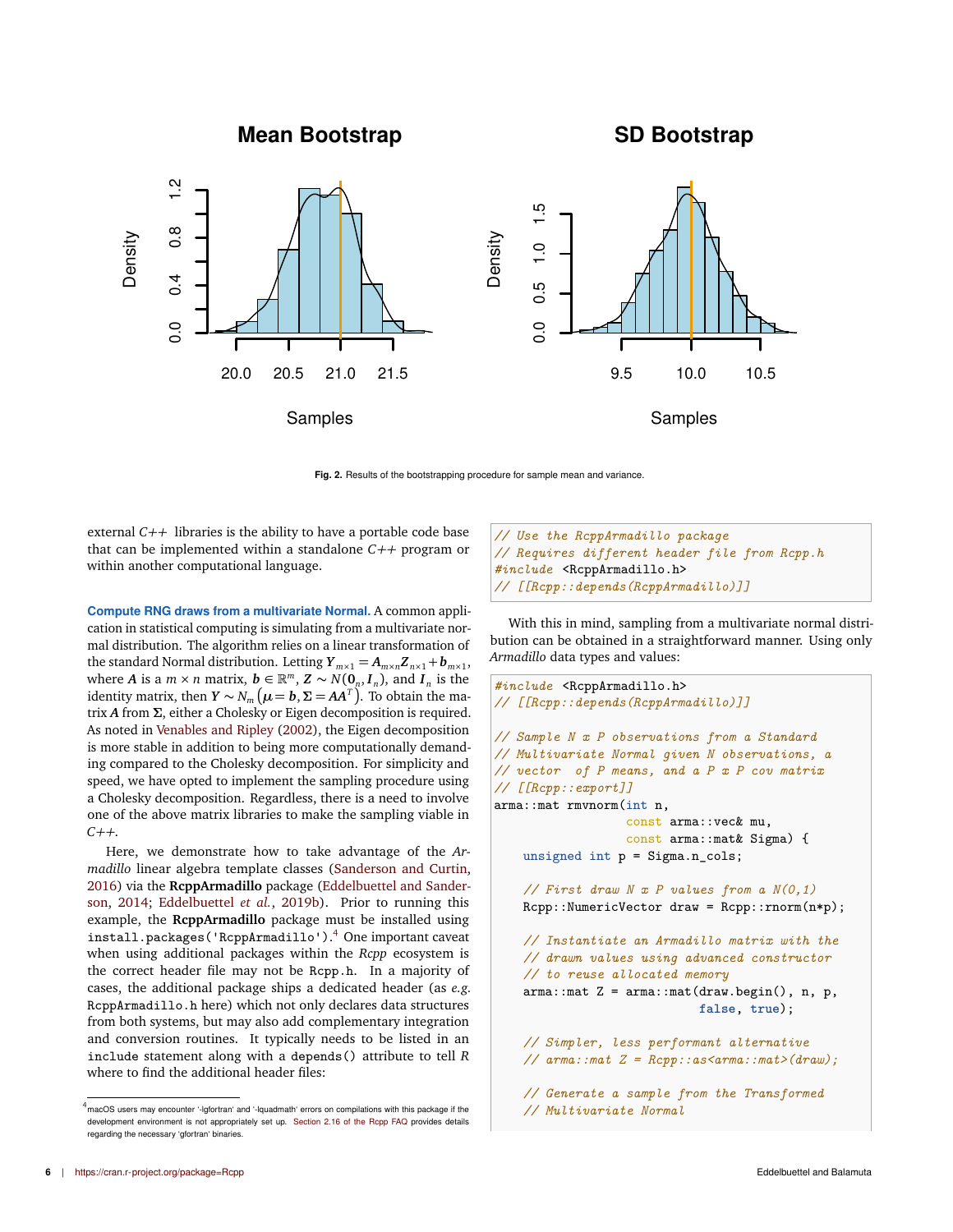Fig. 2. Results of the bootstrapping procedure for sample mean and variance.

external *C++* libraries is the ability to have a portable code base that can be implemented within a standalone *C++* program or within another computational language.

**Compute RNG draws from a multivariate Normal.** A common application in statistical computing is simulating from a multivariate normal distribution. The algorithm relies on a linear transformation of the standard Normal distribution. Letting $\boldsymbol{Y}_{m\times 1} = \boldsymbol{A}_{m\times n}\boldsymbol{Z}_{n\times 1} + \boldsymbol{b}_{m\times 1}$, where $\boldsymbol{A}$ is a $m \times n$ matrix, $\boldsymbol{b} \in \mathbb{R}^m$, $\boldsymbol{Z} \sim N(\boldsymbol{0}_n, \boldsymbol{I}_n)$, and $\boldsymbol{I}_n$ is the identity matrix, then $\boldsymbol{Y} \sim N_m\left(\boldsymbol{\mu} = \boldsymbol{b}, \boldsymbol{\Sigma} = \boldsymbol{A}\boldsymbol{A}^T\right)$. To obtain the matrix $\boldsymbol{A}$ from $\boldsymbol{\Sigma}$, either a Cholesky or Eigen decomposition is required. As noted in Venables and Ripley (2002), the Eigen decomposition is more stable in addition to being more computationally demanding compared to the Cholesky decomposition. For simplicity and speed, we have opted to implement the sampling procedure using a Cholesky decomposition. Regardless, there is a need to involve one of the above matrix libraries to make the sampling viable in *C++*.

Here, we demonstrate how to take advantage of the *Armadillo* linear algebra template classes (Sanderson and Curtin, 2016) via the **RcppArmadillo** package (Eddelbuettel and Sanderson, 2014; Eddelbuettel *et al.*, 2019b). Prior to running this example, the **RcppArmadillo** package must be installed using `install.packages('RcppArmadillo')`.[4] One important caveat when using additional packages within the *Rcpp* ecosystem is the correct header file may not be `Rcpp.h`. In a majority of cases, the additional package ships a dedicated header (as *e.g.* `RcppArmadillo.h` here) which not only declares data structures from both systems, but may also add complementary integration and conversion routines. It typically needs to be listed in an `include` statement along with a `depends()` attribute to tell *R* where to find the additional header files:

```
// Use the RcppArmadillo package
// Requires different header file from Rcpp.h
#include <RcppArmadillo.h>
// [[Rcpp::depends(RcppArmadillo)]]
```

With this in mind, sampling from a multivariate normal distribution can be obtained in a straightforward manner. Using only *Armadillo* data types and values:

```
#include <RcppArmadillo.h>
// [[Rcpp::depends(RcppArmadillo)]]

// Sample N x P observations from a Standard
// Multivariate Normal given N observations, a
// vector  of P means, and a P x P cov matrix
// [[Rcpp::export]]
arma::mat rmvnorm(int n,
                  const arma::vec& mu,
                  const arma::mat& Sigma) {
    unsigned int p = Sigma.n_cols;

    // First draw N x P values from a N(0,1)
    Rcpp::NumericVector draw = Rcpp::rnorm(n*p);

    // Instantiate an Armadillo matrix with the
    // drawn values using advanced constructor
    // to reuse allocated memory
    arma::mat Z = arma::mat(draw.begin(), n, p,
                            false, true);

    // Simpler, less performant alternative
    // arma::mat Z = Rcpp::as<arma::mat>(draw);

    // Generate a sample from the Transformed
    // Multivariate Normal
```

[4] macOS users may encounter '-lgfortran' and '-lquadmath' errors on compilations with this package if the development environment is not appropriately set up. Section 2.16 of the Rcpp FAQ provides details regarding the necessary 'gfortran' binaries.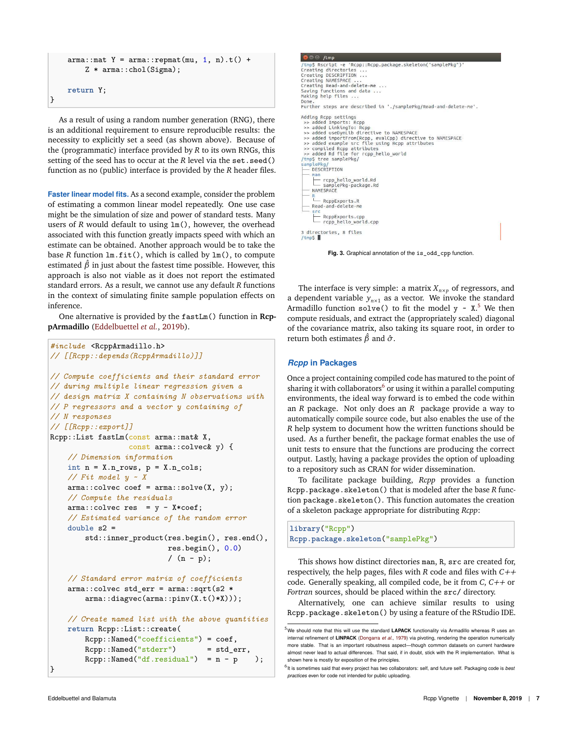```
    arma::mat Y = arma::repmat(mu, 1, n).t() +
        Z * arma::chol(Sigma);

    return Y;
}
```

As a result of using a random number generation (RNG), there is an additional requirement to ensure reproducible results: the necessity to explicitly set a seed (as shown above). Because of the (programmatic) interface provided by *R* to its own RNGs, this setting of the seed has to occur at the *R* level via the `set.seed()` function as no (public) interface is provided by the *R* header files.

**Faster linear model fits.** As a second example, consider the problem of estimating a common linear model repeatedly. One use case might be the simulation of size and power of standard tests. Many users of *R* would default to using `lm()`, however, the overhead associated with this function greatly impacts speed with which an estimate can be obtained. Another approach would be to take the base *R* function `lm.fit()`, which is called by `lm()`, to compute estimated $\hat{\beta}$ in just about the fastest time possible. However, this approach is also not viable as it does not report the estimated standard errors. As a result, we cannot use any default *R* functions in the context of simulating finite sample population effects on inference.

One alternative is provided by the `fastLm()` function in **RcppArmadillo** (Eddelbuettel *et al.*, 2019b).

```
#include <RcppArmadillo.h>
// [[Rcpp::depends(RcppArmadillo)]]

// Compute coefficients and their standard error
// during multiple linear regression given a
// design matrix X containing N observations with
// P regressors and a vector y containing of
// N responses
// [[Rcpp::export]]
Rcpp::List fastLm(const arma::mat& X,
                  const arma::colvec& y) {
    // Dimension information
    int n = X.n_rows, p = X.n_cols;
    // Fit model y ~ X
    arma::colvec coef = arma::solve(X, y);
    // Compute the residuals
    arma::colvec res  = y - X*coef;
    // Estimated variance of the random error
    double s2 =
        std::inner_product(res.begin(), res.end(),
                           res.begin(), 0.0)
                           / (n - p);

    // Standard error matrix of coefficients
    arma::colvec std_err = arma::sqrt(s2 *
        arma::diagvec(arma::pinv(X.t()*X)));

    // Create named list with the above quantities
    return Rcpp::List::create(
        Rcpp::Named("coefficients") = coef,
        Rcpp::Named("stderr")       = std_err,
        Rcpp::Named("df.residual")  = n - p    );
}
```

```
/tmp$ Rscript -e 'Rcpp::Rcpp.package.skeleton("samplePkg")'
Creating directories ...
Creating DESCRIPTION ...
Creating NAMESPACE ...
Creating Read-and-delete-me ...
Saving functions and data ...
Making help files ...
Done.
Further steps are described in './samplePkg/Read-and-delete-me'.

Adding Rcpp settings
 >> added Imports: Rcpp
 >> added LinkingTo: Rcpp
 >> added useDynLib directive to NAMESPACE
 >> added importFrom(Rcpp, evalCpp) directive to NAMESPACE
 >> added example src file using Rcpp attributes
 >> compiled Rcpp attributes
 >> added Rd file for rcpp_hello_world
/tmp$ tree samplePkg/
samplePkg/
├── DESCRIPTION
├── man
│   ├── rcpp_hello_world.Rd
│   └── samplePkg-package.Rd
├── NAMESPACE
├── R
│   └── RcppExports.R
├── Read-and-delete-me
└── src
    ├── RcppExports.cpp
    └── rcpp_hello_world.cpp

3 directories, 8 files
/tmp$
```

**Fig. 3.** Graphical annotation of the `is_odd_cpp` function.

The interface is very simple: a matrix $X_{n \times p}$ of regressors, and a dependent variable $y_{n \times 1}$ as a vector. We invoke the standard Armadillo function `solve()` to fit the model `y ~ X`.[5] We then compute residuals, and extract the (appropriately scaled) diagonal of the covariance matrix, also taking its square root, in order to return both estimates $\hat{\beta}$ and $\hat{\sigma}$.

## *Rcpp* in Packages

Once a project containing compiled code has matured to the point of sharing it with collaborators[6] or using it within a parallel computing environments, the ideal way forward is to embed the code within an *R* package. Not only does an *R* package provide a way to automatically compile source code, but also enables the use of the *R* help system to document how the written functions should be used. As a further benefit, the package format enables the use of unit tests to ensure that the functions are producing the correct output. Lastly, having a package provides the option of uploading to a repository such as CRAN for wider dissemination.

To facilitate package building, *Rcpp* provides a function `Rcpp.package.skeleton()` that is modeled after the base *R* function `package.skeleton()`. This function automates the creation of a skeleton package appropriate for distributing *Rcpp*:

```
library("Rcpp")
Rcpp.package.skeleton("samplePkg")
```

This shows how distinct directories `man`, `R`, `src` are created for, respectively, the help pages, files with *R* code and files with *C++* code. Generally speaking, all compiled code, be it from *C*, *C++* or *Fortran* sources, should be placed within the `src/` directory.

Alternatively, one can achieve similar results to using `Rcpp.package.skeleton()` by using a feature of the RStudio IDE.

[5] We should note that this will use the standard **LAPACK** functionality via Armadillo whereas R uses an internal refinement of **LINPACK** (Dongarra *et al.*, 1979) via pivoting, rendering the operation numerically more stable. That is an important robustness aspect—though common datasets on current hardware almost never lead to actual differences. That said, if in doubt, stick with the R implementation. What is shown here is mostly for exposition of the principles.

[6] It is sometimes said that every project has two collaborators: self, and future self. Packaging code is *best practices* even for code not intended for public uploading.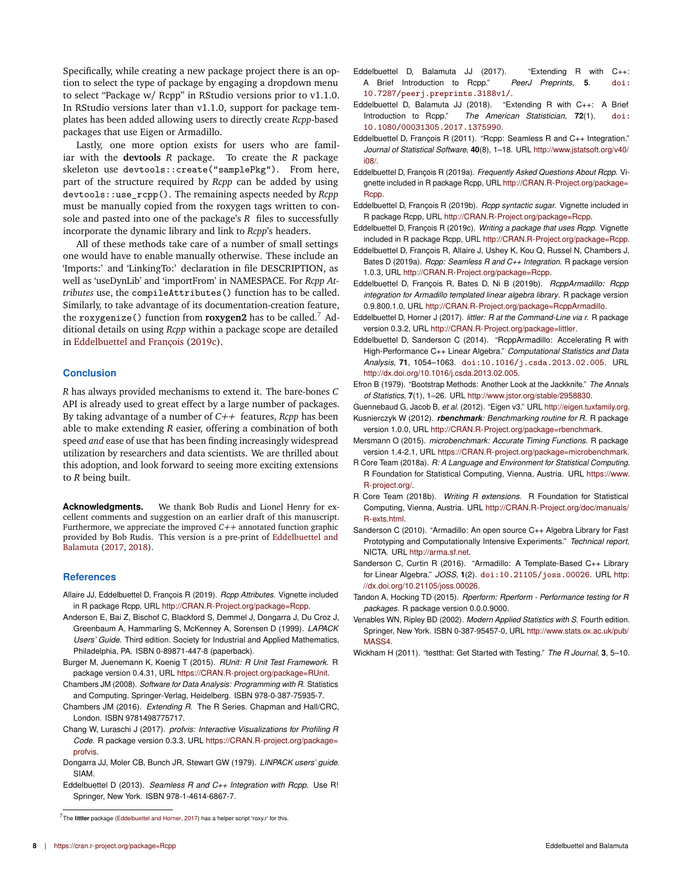Specifically, while creating a new package project there is an option to select the type of package by engaging a dropdown menu to select "Package w/ Rcpp" in RStudio versions prior to v1.1.0. In RStudio versions later than v1.1.0, support for package templates has been added allowing users to directly create *Rcpp*-based packages that use Eigen or Armadillo.

Lastly, one more option exists for users who are familiar with the **devtools** *R* package. To create the *R* package skeleton use `devtools::create("samplePkg")`. From here, part of the structure required by *Rcpp* can be added by using `devtools::use_rcpp()`. The remaining aspects needed by *Rcpp* must be manually copied from the roxygen tags written to console and pasted into one of the package's *R* files to successfully incorporate the dynamic library and link to *Rcpp*'s headers.

All of these methods take care of a number of small settings one would have to enable manually otherwise. These include an 'Imports:' and 'LinkingTo:' declaration in file DESCRIPTION, as well as 'useDynLib' and 'importFrom' in NAMESPACE. For *Rcpp Attributes* use, the `compileAttributes()` function has to be called. Similarly, to take advantage of its documentation-creation feature, the `roxygenize()` function from **roxygen2** has to be called.[7] Additional details on using *Rcpp* within a package scope are detailed in Eddelbuettel and François (2019c).

## Conclusion

*R* has always provided mechanisms to extend it. The bare-bones *C* API is already used to great effect by a large number of packages. By taking advantage of a number of *C++* features, *Rcpp* has been able to make extending *R* easier, offering a combination of both speed *and* ease of use that has been finding increasingly widespread utilization by researchers and data scientists. We are thrilled about this adoption, and look forward to seeing more exciting extensions to *R* being built.

**Acknowledgments.** We thank Bob Rudis and Lionel Henry for excellent comments and suggestion on an earlier draft of this manuscript. Furthermore, we appreciate the improved *C++* annotated function graphic provided by Bob Rudis. This version is a pre-print of Eddelbuettel and Balamuta (2017, 2018).

## References

Allaire JJ, Eddelbuettel D, François R (2019). *Rcpp Attributes*. Vignette included in R package Rcpp, URL http://CRAN.R-Project.org/package=Rcpp.

Anderson E, Bai Z, Bischof C, Blackford S, Demmel J, Dongarra J, Du Croz J, Greenbaum A, Hammarling S, McKenney A, Sorensen D (1999). *LAPACK Users' Guide*. Third edition. Society for Industrial and Applied Mathematics, Philadelphia, PA. ISBN 0-89871-447-8 (paperback).

Burger M, Juenemann K, Koenig T (2015). *RUnit: R Unit Test Framework*. R package version 0.4.31, URL https://CRAN.R-project.org/package=RUnit.

Chambers JM (2008). *Software for Data Analysis: Programming with R*. Statistics and Computing. Springer-Verlag, Heidelberg. ISBN 978-0-387-75935-7.

Chambers JM (2016). *Extending R*. The R Series. Chapman and Hall/CRC, London. ISBN 9781498775717.

Chang W, Luraschi J (2017). *profvis: Interactive Visualizations for Profiling R Code*. R package version 0.3.3, URL https://CRAN.R-project.org/package=profvis.

Dongarra JJ, Moler CB, Bunch JR, Stewart GW (1979). *LINPACK users' guide*. SIAM.

Eddelbuettel D (2013). *Seamless R and C++ Integration with Rcpp*. Use R! Springer, New York. ISBN 978-1-4614-6867-7.

Eddelbuettel D, Balamuta JJ (2017). "Extending R with C++: A Brief Introduction to Rcpp." *PeerJ Preprints*, **5**. doi:10.7287/peerj.preprints.3188v1/.

Eddelbuettel D, Balamuta JJ (2018). "Extending R with C++: A Brief Introduction to Rcpp." *The American Statistician*, **72**(1). doi:10.1080/00031305.2017.1375990.

Eddelbuettel D, François R (2011). "Rcpp: Seamless R and C++ Integration." *Journal of Statistical Software*, **40**(8), 1–18. URL http://www.jstatsoft.org/v40/i08/.

Eddelbuettel D, François R (2019a). *Frequently Asked Questions About Rcpp*. Vignette included in R package Rcpp, URL http://CRAN.R-Project.org/package=Rcpp.

Eddelbuettel D, François R (2019b). *Rcpp syntactic sugar*. Vignette included in R package Rcpp, URL http://CRAN.R-Project.org/package=Rcpp.

Eddelbuettel D, François R (2019c). *Writing a package that uses Rcpp*. Vignette included in R package Rcpp, URL http://CRAN.R-Project.org/package=Rcpp.

Eddelbuettel D, François R, Allaire J, Ushey K, Kou Q, Russel N, Chambers J, Bates D (2019a). *Rcpp: Seamless R and C++ Integration*. R package version 1.0.3, URL http://CRAN.R-Project.org/package=Rcpp.

Eddelbuettel D, François R, Bates D, Ni B (2019b). *RcppArmadillo: Rcpp integration for Armadillo templated linear algebra library*. R package version 0.9.800.1.0, URL http://CRAN.R-Project.org/package=RcppArmadillo.

Eddelbuettel D, Horner J (2017). *littler: R at the Command-Line via r*. R package version 0.3.2, URL http://CRAN.R-Project.org/package=littler.

Eddelbuettel D, Sanderson C (2014). "RcppArmadillo: Accelerating R with High-Performance C++ Linear Algebra." *Computational Statistics and Data Analysis*, **71**, 1054–1063. doi:10.1016/j.csda.2013.02.005. URL http://dx.doi.org/10.1016/j.csda.2013.02.005.

Efron B (1979). "Bootstrap Methods: Another Look at the Jackknife." *The Annals of Statistics*, **7**(1), 1–26. URL http://www.jstor.org/stable/2958830.

Guennebaud G, Jacob B, *et al.* (2012). "Eigen v3." URL http://eigen.tuxfamily.org.

Kusnierczyk W (2012). ***rbenchmark**: Benchmarking routine for R*. R package version 1.0.0, URL http://CRAN.R-Project.org/package=rbenchmark.

Mersmann O (2015). *microbenchmark: Accurate Timing Functions*. R package version 1.4-2.1, URL https://CRAN.R-project.org/package=microbenchmark.

R Core Team (2018a). *R: A Language and Environment for Statistical Computing*. R Foundation for Statistical Computing, Vienna, Austria. URL https://www.R-project.org/.

R Core Team (2018b). *Writing R extensions*. R Foundation for Statistical Computing, Vienna, Austria. URL http://CRAN.R-Project.org/doc/manuals/R-exts.html.

Sanderson C (2010). "Armadillo: An open source C++ Algebra Library for Fast Prototyping and Computationally Intensive Experiments." *Technical report*, NICTA. URL http://arma.sf.net.

Sanderson C, Curtin R (2016). "Armadillo: A Template-Based C++ Library for Linear Algebra." *JOSS*, **1**(2). doi:10.21105/joss.00026. URL http://dx.doi.org/10.21105/joss.00026.

Tandon A, Hocking TD (2015). *Rperform: Rperform - Performance testing for R packages*. R package version 0.0.0.9000.

Venables WN, Ripley BD (2002). *Modern Applied Statistics with S*. Fourth edition. Springer, New York. ISBN 0-387-95457-0, URL http://www.stats.ox.ac.uk/pub/MASS4.

Wickham H (2011). "testthat: Get Started with Testing." *The R Journal*, **3**, 5–10.

[7] The **littler** package (Eddelbuettel and Horner, 2017) has a helper script 'roxy.r' for this.